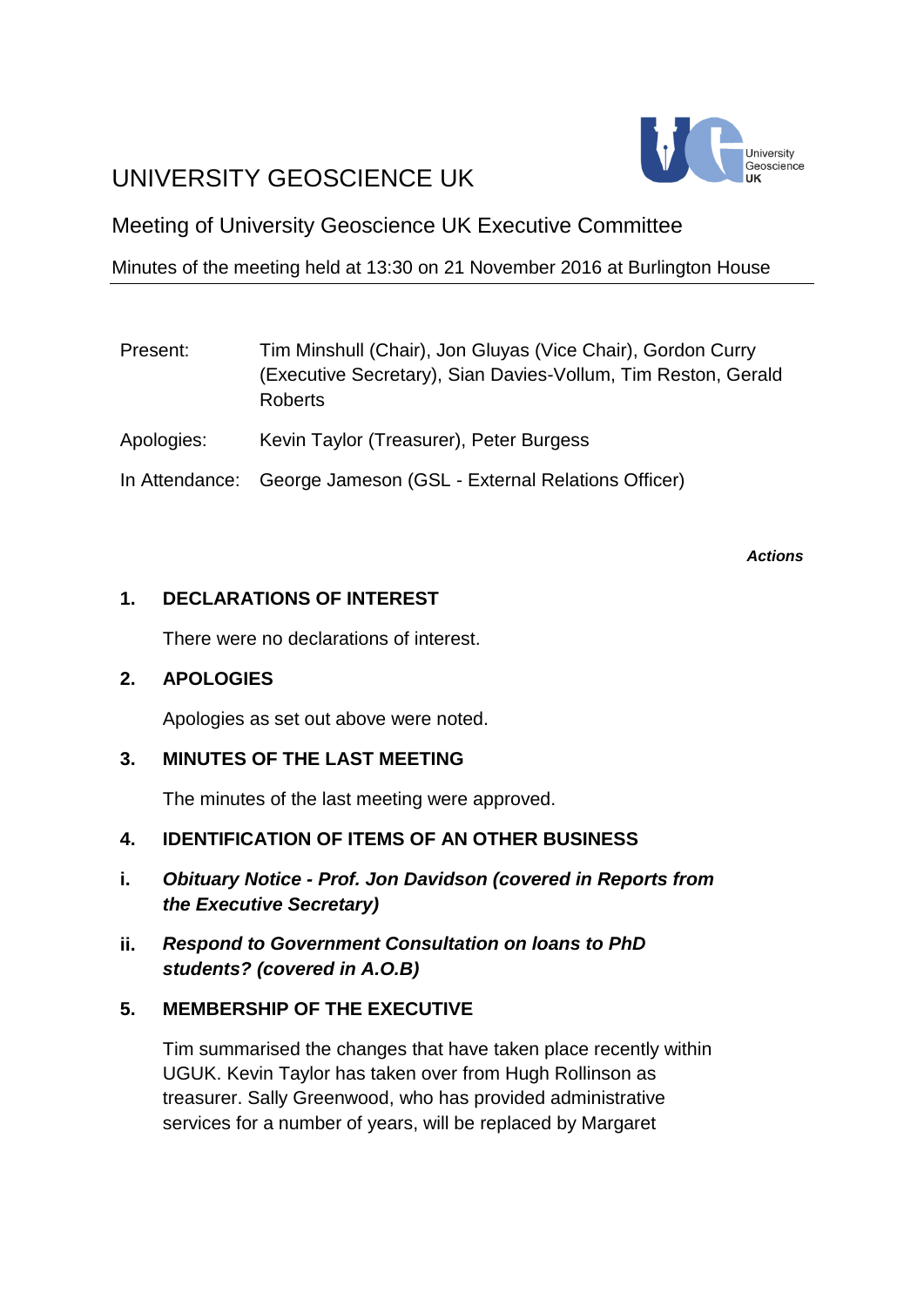# UNIVERSITY GEOSCIENCE UK

## Meeting of University Geoscience UK Executive Committee

Minutes of the meeting held at 13:30 on 21 November 2016 at Burlington House

| | |
|---|---|
| Present: | Tim Minshull (Chair), Jon Gluyas (Vice Chair), Gordon Curry (Executive Secretary), Sian Davies-Vollum, Tim Reston, Gerald Roberts |
| Apologies: | Kevin Taylor (Treasurer), Peter Burgess |
| In Attendance: | George Jameson (GSL - External Relations Officer) |

***Actions***

### 1. DECLARATIONS OF INTEREST

There were no declarations of interest.

### 2. APOLOGIES

Apologies as set out above were noted.

### 3. MINUTES OF THE LAST MEETING

The minutes of the last meeting were approved.

### 4. IDENTIFICATION OF ITEMS OF AN OTHER BUSINESS

**i.** ***Obituary Notice - Prof. Jon Davidson (covered in Reports from the Executive Secretary)***

**ii.** ***Respond to Government Consultation on loans to PhD students? (covered in A.O.B)***

### 5. MEMBERSHIP OF THE EXECUTIVE

Tim summarised the changes that have taken place recently within UGUK. Kevin Taylor has taken over from Hugh Rollinson as treasurer. Sally Greenwood, who has provided administrative services for a number of years, will be replaced by Margaret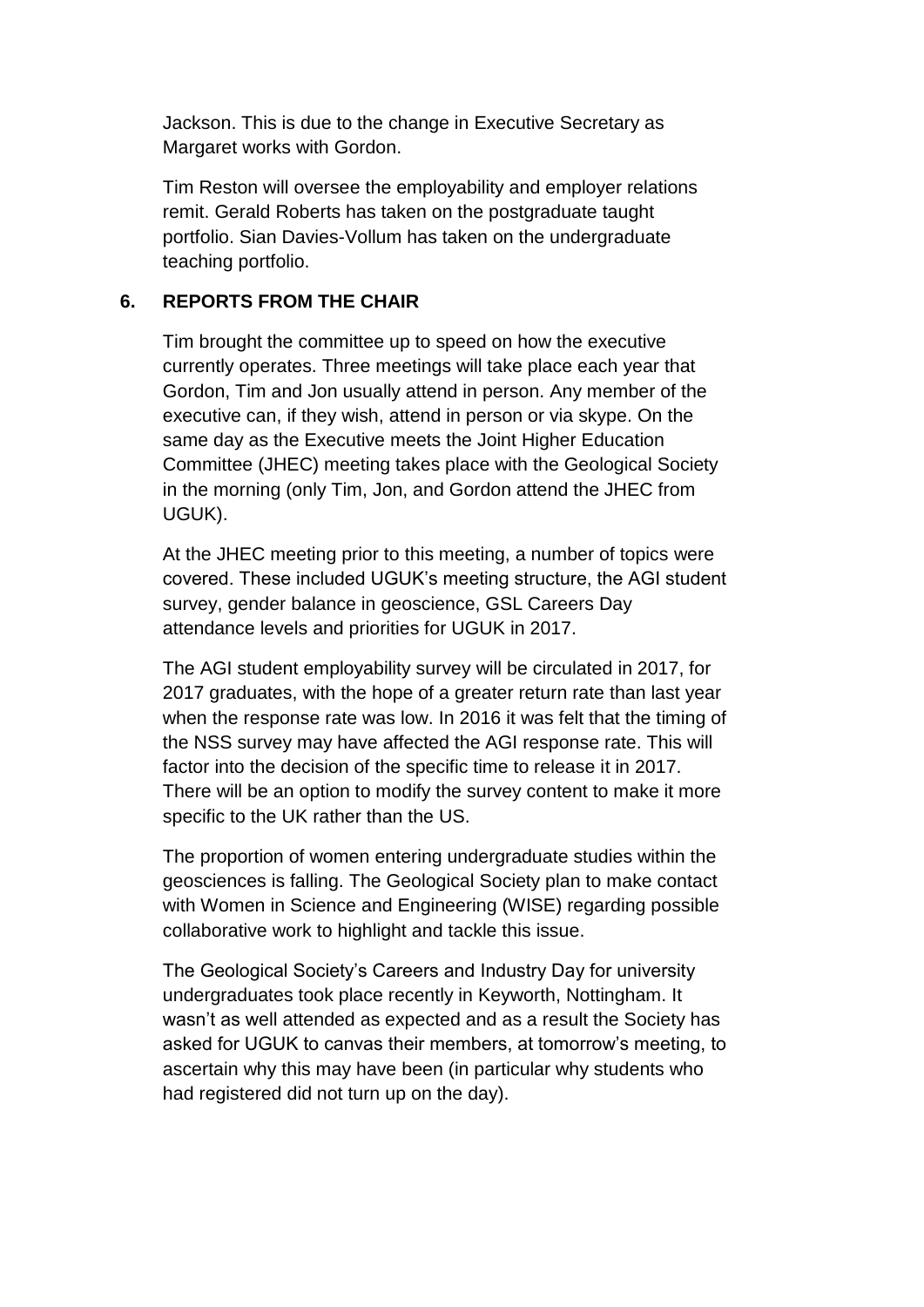Jackson. This is due to the change in Executive Secretary as Margaret works with Gordon.

Tim Reston will oversee the employability and employer relations remit. Gerald Roberts has taken on the postgraduate taught portfolio. Sian Davies-Vollum has taken on the undergraduate teaching portfolio.

## 6. REPORTS FROM THE CHAIR

Tim brought the committee up to speed on how the executive currently operates. Three meetings will take place each year that Gordon, Tim and Jon usually attend in person. Any member of the executive can, if they wish, attend in person or via skype. On the same day as the Executive meets the Joint Higher Education Committee (JHEC) meeting takes place with the Geological Society in the morning (only Tim, Jon, and Gordon attend the JHEC from UGUK).

At the JHEC meeting prior to this meeting, a number of topics were covered. These included UGUK's meeting structure, the AGI student survey, gender balance in geoscience, GSL Careers Day attendance levels and priorities for UGUK in 2017.

The AGI student employability survey will be circulated in 2017, for 2017 graduates, with the hope of a greater return rate than last year when the response rate was low. In 2016 it was felt that the timing of the NSS survey may have affected the AGI response rate. This will factor into the decision of the specific time to release it in 2017. There will be an option to modify the survey content to make it more specific to the UK rather than the US.

The proportion of women entering undergraduate studies within the geosciences is falling. The Geological Society plan to make contact with Women in Science and Engineering (WISE) regarding possible collaborative work to highlight and tackle this issue.

The Geological Society's Careers and Industry Day for university undergraduates took place recently in Keyworth, Nottingham. It wasn't as well attended as expected and as a result the Society has asked for UGUK to canvas their members, at tomorrow's meeting, to ascertain why this may have been (in particular why students who had registered did not turn up on the day).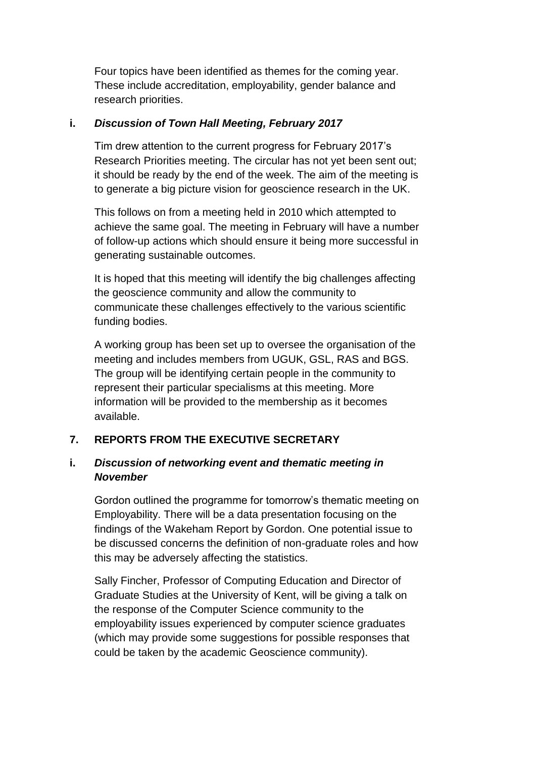Four topics have been identified as themes for the coming year. These include accreditation, employability, gender balance and research priorities.

**i.** ***Discussion of Town Hall Meeting, February 2017***

Tim drew attention to the current progress for February 2017's Research Priorities meeting. The circular has not yet been sent out; it should be ready by the end of the week. The aim of the meeting is to generate a big picture vision for geoscience research in the UK.

This follows on from a meeting held in 2010 which attempted to achieve the same goal. The meeting in February will have a number of follow-up actions which should ensure it being more successful in generating sustainable outcomes.

It is hoped that this meeting will identify the big challenges affecting the geoscience community and allow the community to communicate these challenges effectively to the various scientific funding bodies.

A working group has been set up to oversee the organisation of the meeting and includes members from UGUK, GSL, RAS and BGS. The group will be identifying certain people in the community to represent their particular specialisms at this meeting. More information will be provided to the membership as it becomes available.

## 7. REPORTS FROM THE EXECUTIVE SECRETARY

**i.** ***Discussion of networking event and thematic meeting in November***

Gordon outlined the programme for tomorrow's thematic meeting on Employability. There will be a data presentation focusing on the findings of the Wakeham Report by Gordon. One potential issue to be discussed concerns the definition of non-graduate roles and how this may be adversely affecting the statistics.

Sally Fincher, Professor of Computing Education and Director of Graduate Studies at the University of Kent, will be giving a talk on the response of the Computer Science community to the employability issues experienced by computer science graduates (which may provide some suggestions for possible responses that could be taken by the academic Geoscience community).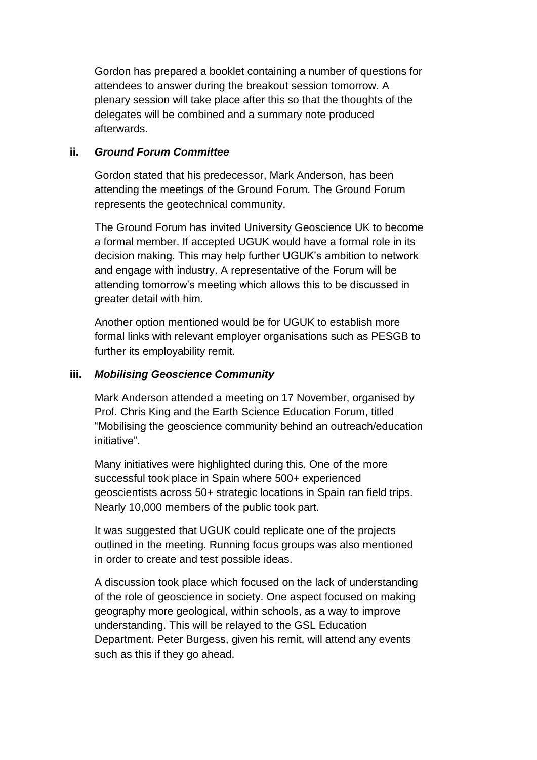Gordon has prepared a booklet containing a number of questions for attendees to answer during the breakout session tomorrow. A plenary session will take place after this so that the thoughts of the delegates will be combined and a summary note produced afterwards.

**ii.** ***Ground Forum Committee***

Gordon stated that his predecessor, Mark Anderson, has been attending the meetings of the Ground Forum. The Ground Forum represents the geotechnical community.

The Ground Forum has invited University Geoscience UK to become a formal member. If accepted UGUK would have a formal role in its decision making. This may help further UGUK's ambition to network and engage with industry. A representative of the Forum will be attending tomorrow's meeting which allows this to be discussed in greater detail with him.

Another option mentioned would be for UGUK to establish more formal links with relevant employer organisations such as PESGB to further its employability remit.

**iii.** ***Mobilising Geoscience Community***

Mark Anderson attended a meeting on 17 November, organised by Prof. Chris King and the Earth Science Education Forum, titled "Mobilising the geoscience community behind an outreach/education initiative".

Many initiatives were highlighted during this. One of the more successful took place in Spain where 500+ experienced geoscientists across 50+ strategic locations in Spain ran field trips. Nearly 10,000 members of the public took part.

It was suggested that UGUK could replicate one of the projects outlined in the meeting. Running focus groups was also mentioned in order to create and test possible ideas.

A discussion took place which focused on the lack of understanding of the role of geoscience in society. One aspect focused on making geography more geological, within schools, as a way to improve understanding. This will be relayed to the GSL Education Department. Peter Burgess, given his remit, will attend any events such as this if they go ahead.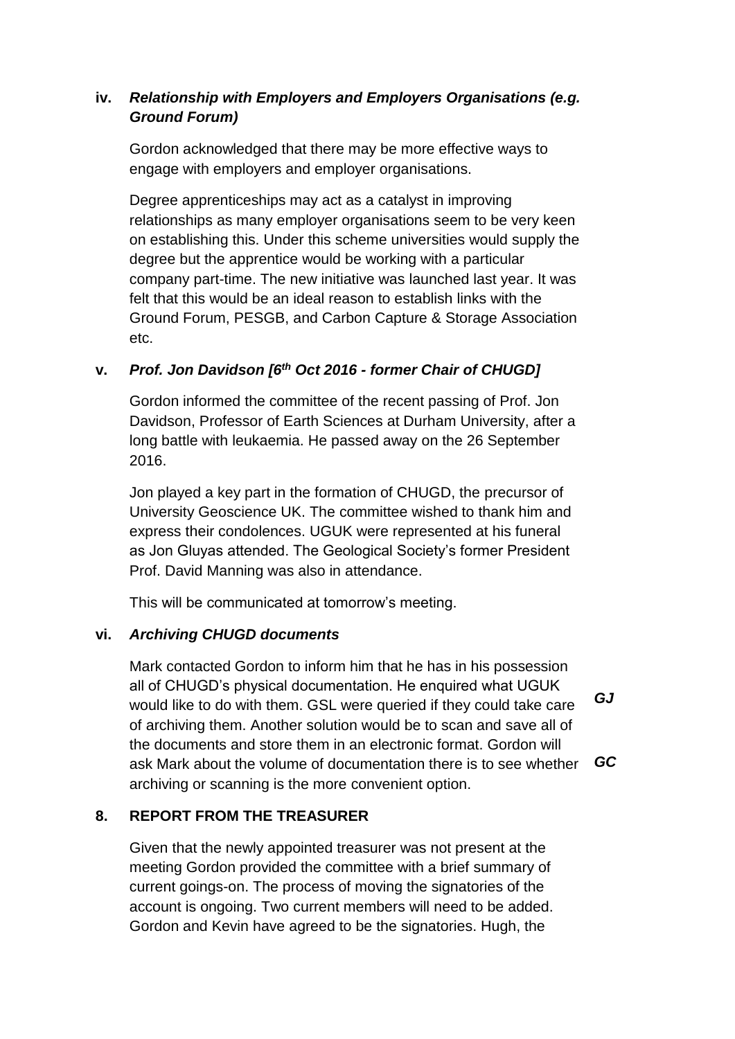### iv. *Relationship with Employers and Employers Organisations (e.g. Ground Forum)*

Gordon acknowledged that there may be more effective ways to engage with employers and employer organisations.

Degree apprenticeships may act as a catalyst in improving relationships as many employer organisations seem to be very keen on establishing this. Under this scheme universities would supply the degree but the apprentice would be working with a particular company part-time. The new initiative was launched last year. It was felt that this would be an ideal reason to establish links with the Ground Forum, PESGB, and Carbon Capture & Storage Association etc.

### v. *Prof. Jon Davidson [6th Oct 2016 - former Chair of CHUGD]*

Gordon informed the committee of the recent passing of Prof. Jon Davidson, Professor of Earth Sciences at Durham University, after a long battle with leukaemia. He passed away on the 26 September 2016.

Jon played a key part in the formation of CHUGD, the precursor of University Geoscience UK. The committee wished to thank him and express their condolences. UGUK were represented at his funeral as Jon Gluyas attended. The Geological Society's former President Prof. David Manning was also in attendance.

This will be communicated at tomorrow's meeting.

### vi. *Archiving CHUGD documents*

Mark contacted Gordon to inform him that he has in his possession all of CHUGD's physical documentation. He enquired what UGUK would like to do with them. GSL were queried if they could take care of archiving them. Another solution would be to scan and save all of the documents and store them in an electronic format. Gordon will ask Mark about the volume of documentation there is to see whether archiving or scanning is the more convenient option.

***GJ***

***GC***

## 8. REPORT FROM THE TREASURER

Given that the newly appointed treasurer was not present at the meeting Gordon provided the committee with a brief summary of current goings-on. The process of moving the signatories of the account is ongoing. Two current members will need to be added. Gordon and Kevin have agreed to be the signatories. Hugh, the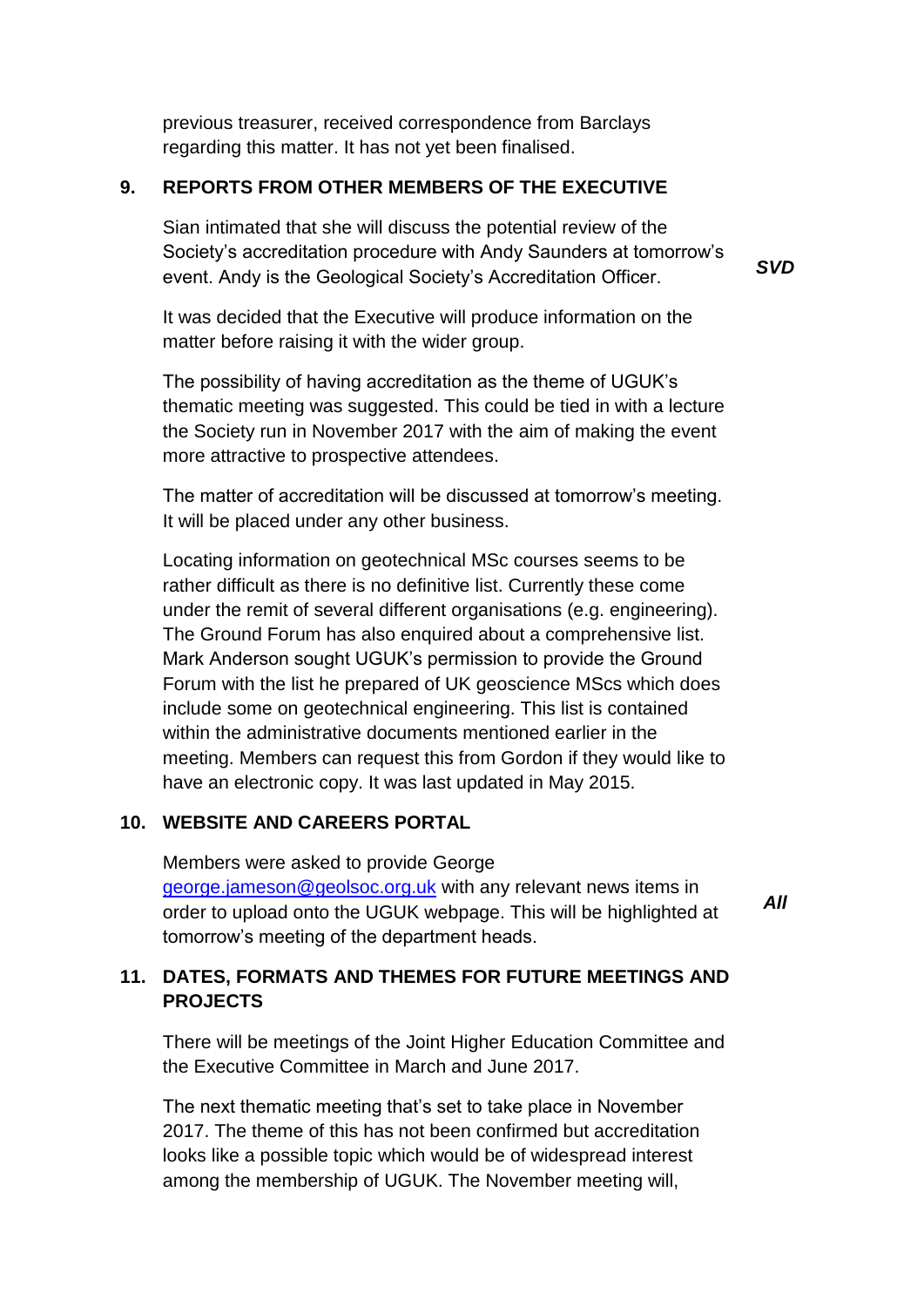previous treasurer, received correspondence from Barclays regarding this matter. It has not yet been finalised.

## 9. REPORTS FROM OTHER MEMBERS OF THE EXECUTIVE

Sian intimated that she will discuss the potential review of the Society's accreditation procedure with Andy Saunders at tomorrow's event. Andy is the Geological Society's Accreditation Officer. ***SVD***

It was decided that the Executive will produce information on the matter before raising it with the wider group.

The possibility of having accreditation as the theme of UGUK's thematic meeting was suggested. This could be tied in with a lecture the Society run in November 2017 with the aim of making the event more attractive to prospective attendees.

The matter of accreditation will be discussed at tomorrow's meeting. It will be placed under any other business.

Locating information on geotechnical MSc courses seems to be rather difficult as there is no definitive list. Currently these come under the remit of several different organisations (e.g. engineering). The Ground Forum has also enquired about a comprehensive list. Mark Anderson sought UGUK's permission to provide the Ground Forum with the list he prepared of UK geoscience MScs which does include some on geotechnical engineering. This list is contained within the administrative documents mentioned earlier in the meeting. Members can request this from Gordon if they would like to have an electronic copy. It was last updated in May 2015.

## 10. WEBSITE AND CAREERS PORTAL

Members were asked to provide George [george.jameson@geolsoc.org.uk](mailto:george.jameson@geolsoc.org.uk) with any relevant news items in order to upload onto the UGUK webpage. This will be highlighted at tomorrow's meeting of the department heads. ***All***

## 11. DATES, FORMATS AND THEMES FOR FUTURE MEETINGS AND PROJECTS

There will be meetings of the Joint Higher Education Committee and the Executive Committee in March and June 2017.

The next thematic meeting that's set to take place in November 2017. The theme of this has not been confirmed but accreditation looks like a possible topic which would be of widespread interest among the membership of UGUK. The November meeting will,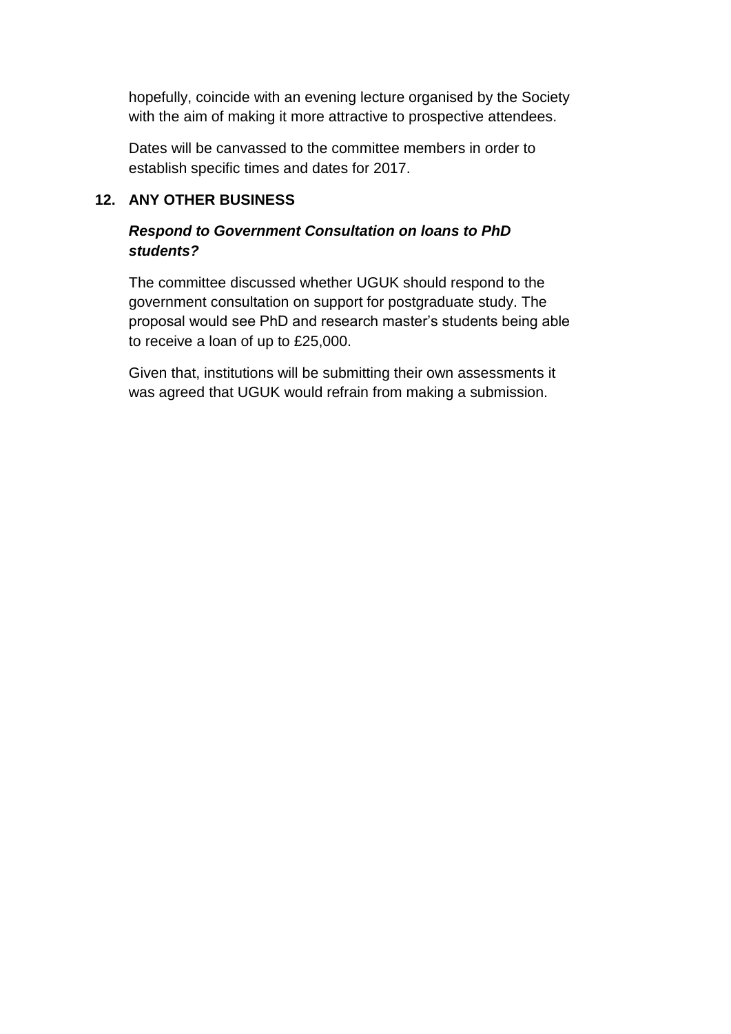hopefully, coincide with an evening lecture organised by the Society with the aim of making it more attractive to prospective attendees.

Dates will be canvassed to the committee members in order to establish specific times and dates for 2017.

## 12. ANY OTHER BUSINESS

***Respond to Government Consultation on loans to PhD students?***

The committee discussed whether UGUK should respond to the government consultation on support for postgraduate study. The proposal would see PhD and research master's students being able to receive a loan of up to £25,000.

Given that, institutions will be submitting their own assessments it was agreed that UGUK would refrain from making a submission.